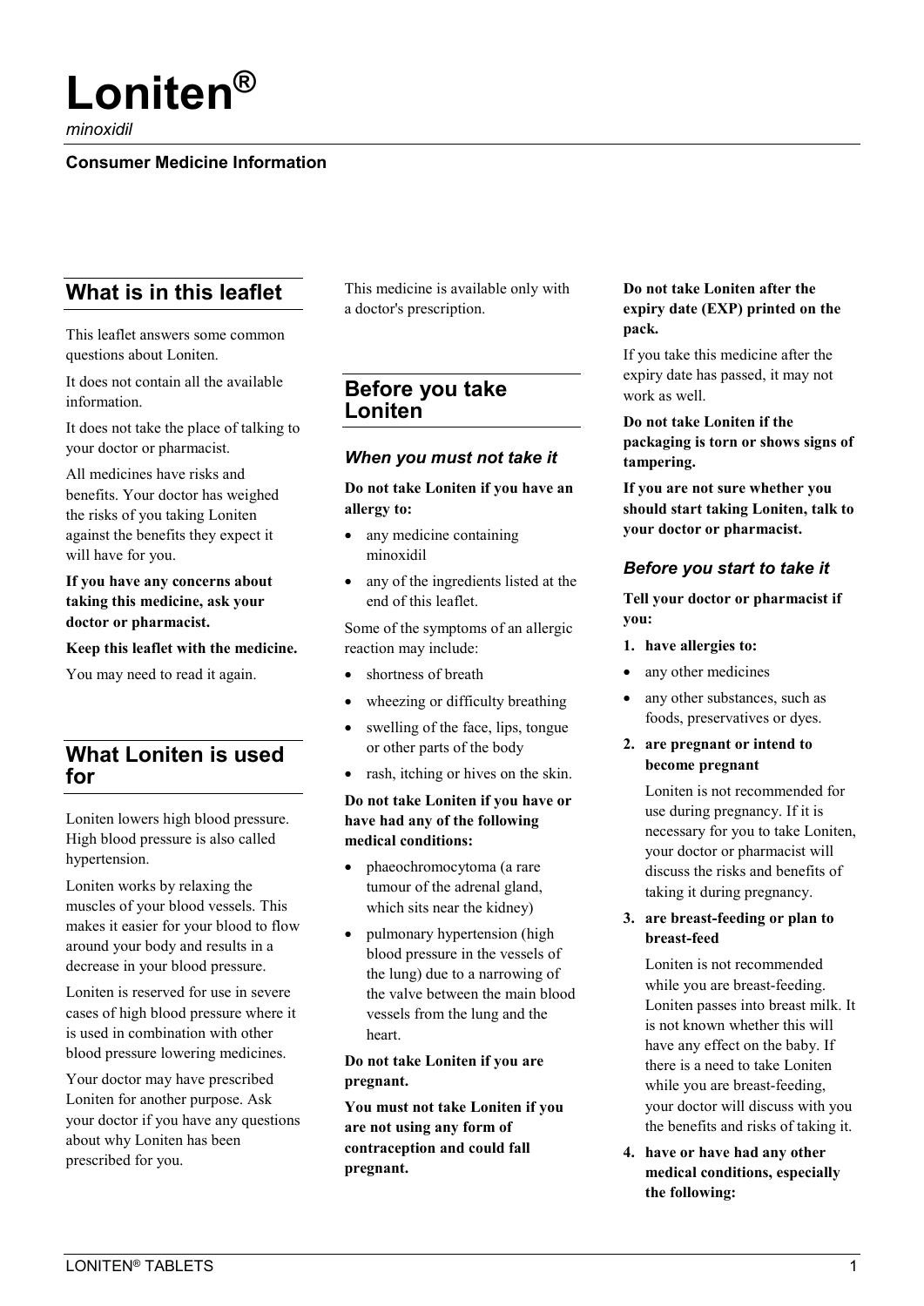# Loniten®

*minoxidil*

**Consumer Medicine Information**

## What is in this leaflet

This leaflet answers some common questions about Loniten.

It does not contain all the available information.

It does not take the place of talking to your doctor or pharmacist.

All medicines have risks and benefits. Your doctor has weighed the risks of you taking Loniten against the benefits they expect it will have for you.

**If you have any concerns about taking this medicine, ask your doctor or pharmacist.**

**Keep this leaflet with the medicine.**

You may need to read it again.

## What Loniten is used for

Loniten lowers high blood pressure. High blood pressure is also called hypertension.

Loniten works by relaxing the muscles of your blood vessels. This makes it easier for your blood to flow around your body and results in a decrease in your blood pressure.

Loniten is reserved for use in severe cases of high blood pressure where it is used in combination with other blood pressure lowering medicines.

Your doctor may have prescribed Loniten for another purpose. Ask your doctor if you have any questions about why Loniten has been prescribed for you.

This medicine is available only with a doctor's prescription.

## Before you take Loniten

### *When you must not take it*

**Do not take Loniten if you have an allergy to:**

- any medicine containing minoxidil
- any of the ingredients listed at the end of this leaflet.

Some of the symptoms of an allergic reaction may include:

- shortness of breath
- wheezing or difficulty breathing
- swelling of the face, lips, tongue or other parts of the body
- rash, itching or hives on the skin.

**Do not take Loniten if you have or have had any of the following medical conditions:**

- phaeochromocytoma (a rare tumour of the adrenal gland, which sits near the kidney)
- pulmonary hypertension (high blood pressure in the vessels of the lung) due to a narrowing of the valve between the main blood vessels from the lung and the heart.

**Do not take Loniten if you are pregnant.**

**You must not take Loniten if you are not using any form of contraception and could fall pregnant.**

**Do not take Loniten after the expiry date (EXP) printed on the pack.**

If you take this medicine after the expiry date has passed, it may not work as well.

**Do not take Loniten if the packaging is torn or shows signs of tampering.**

**If you are not sure whether you should start taking Loniten, talk to your doctor or pharmacist.**

### *Before you start to take it*

**Tell your doctor or pharmacist if you:**

1. **have allergies to:**
   - any other medicines
   - any other substances, such as foods, preservatives or dyes.
2. **are pregnant or intend to become pregnant**

   Loniten is not recommended for use during pregnancy. If it is necessary for you to take Loniten, your doctor or pharmacist will discuss the risks and benefits of taking it during pregnancy.
3. **are breast-feeding or plan to breast-feed**

   Loniten is not recommended while you are breast-feeding. Loniten passes into breast milk. It is not known whether this will have any effect on the baby. If there is a need to take Loniten while you are breast-feeding, your doctor will discuss with you the benefits and risks of taking it.
4. **have or have had any other medical conditions, especially the following:**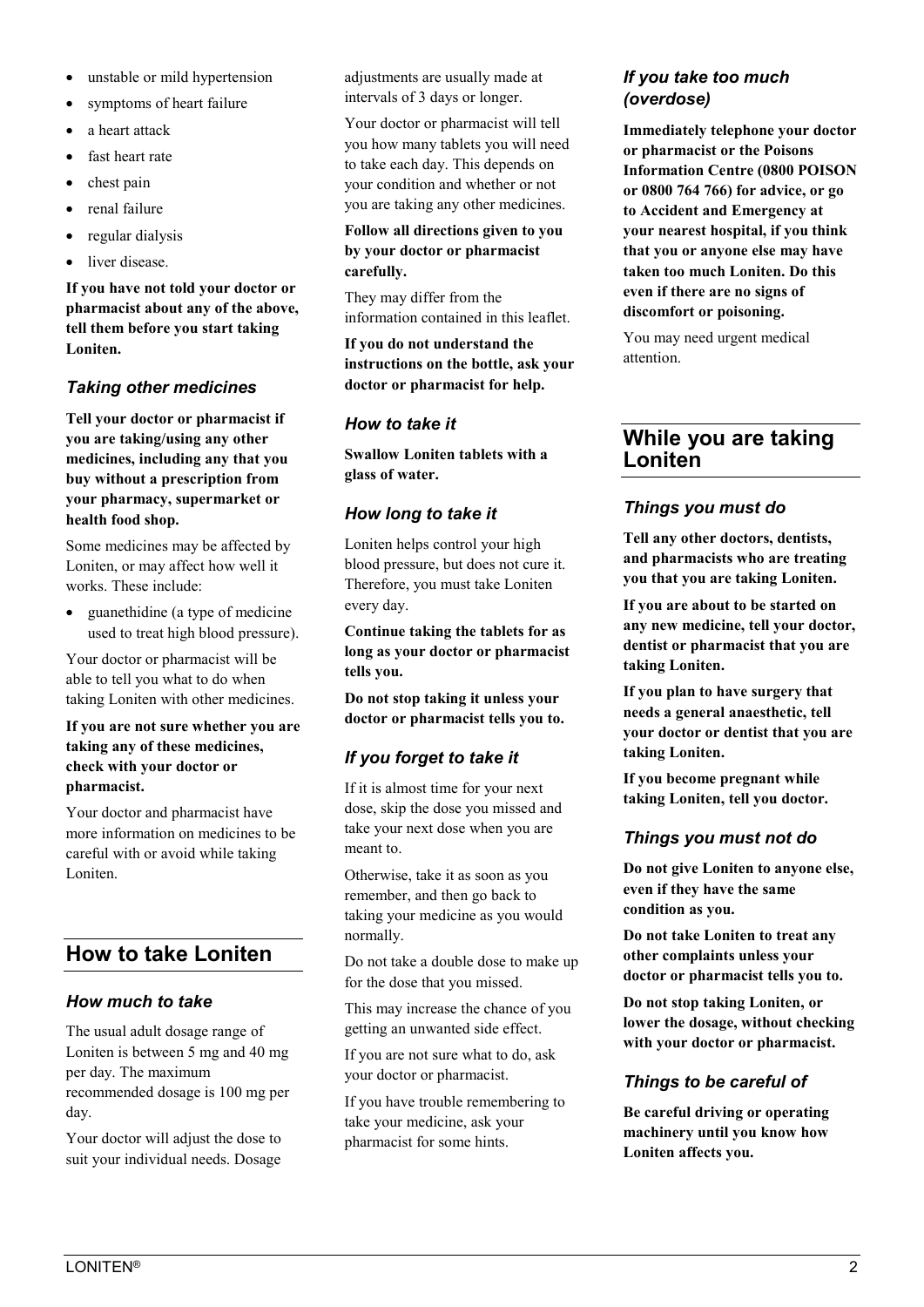- unstable or mild hypertension
- symptoms of heart failure
- a heart attack
- fast heart rate
- chest pain
- renal failure
- regular dialysis
- liver disease.

**If you have not told your doctor or pharmacist about any of the above, tell them before you start taking Loniten.**

### *Taking other medicines*

**Tell your doctor or pharmacist if you are taking/using any other medicines, including any that you buy without a prescription from your pharmacy, supermarket or health food shop.**

Some medicines may be affected by Loniten, or may affect how well it works. These include:

- guanethidine (a type of medicine used to treat high blood pressure).

Your doctor or pharmacist will be able to tell you what to do when taking Loniten with other medicines.

**If you are not sure whether you are taking any of these medicines, check with your doctor or pharmacist.**

Your doctor and pharmacist have more information on medicines to be careful with or avoid while taking Loniten.

## How to take Loniten

### *How much to take*

The usual adult dosage range of Loniten is between 5 mg and 40 mg per day. The maximum recommended dosage is 100 mg per day.

Your doctor will adjust the dose to suit your individual needs. Dosage adjustments are usually made at intervals of 3 days or longer.

Your doctor or pharmacist will tell you how many tablets you will need to take each day. This depends on your condition and whether or not you are taking any other medicines.

**Follow all directions given to you by your doctor or pharmacist carefully.**

They may differ from the information contained in this leaflet.

**If you do not understand the instructions on the bottle, ask your doctor or pharmacist for help.**

### *How to take it*

**Swallow Loniten tablets with a glass of water.**

### *How long to take it*

Loniten helps control your high blood pressure, but does not cure it. Therefore, you must take Loniten every day.

**Continue taking the tablets for as long as your doctor or pharmacist tells you.**

**Do not stop taking it unless your doctor or pharmacist tells you to.**

### *If you forget to take it*

If it is almost time for your next dose, skip the dose you missed and take your next dose when you are meant to.

Otherwise, take it as soon as you remember, and then go back to taking your medicine as you would normally.

Do not take a double dose to make up for the dose that you missed.

This may increase the chance of you getting an unwanted side effect.

If you are not sure what to do, ask your doctor or pharmacist.

If you have trouble remembering to take your medicine, ask your pharmacist for some hints.

### *If you take too much (overdose)*

**Immediately telephone your doctor or pharmacist or the Poisons Information Centre (0800 POISON or 0800 764 766) for advice, or go to Accident and Emergency at your nearest hospital, if you think that you or anyone else may have taken too much Loniten. Do this even if there are no signs of discomfort or poisoning.**

You may need urgent medical attention.

## While you are taking Loniten

### *Things you must do*

**Tell any other doctors, dentists, and pharmacists who are treating you that you are taking Loniten.**

**If you are about to be started on any new medicine, tell your doctor, dentist or pharmacist that you are taking Loniten.**

**If you plan to have surgery that needs a general anaesthetic, tell your doctor or dentist that you are taking Loniten.**

**If you become pregnant while taking Loniten, tell you doctor.**

### *Things you must not do*

**Do not give Loniten to anyone else, even if they have the same condition as you.**

**Do not take Loniten to treat any other complaints unless your doctor or pharmacist tells you to.**

**Do not stop taking Loniten, or lower the dosage, without checking with your doctor or pharmacist.**

### *Things to be careful of*

**Be careful driving or operating machinery until you know how Loniten affects you.**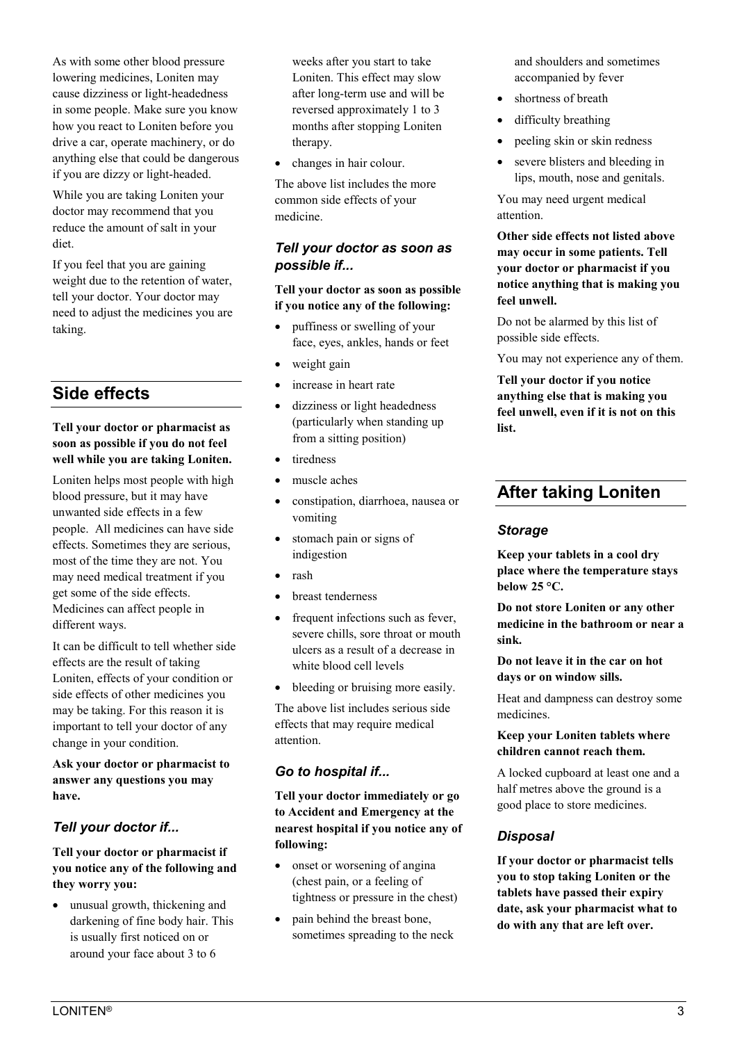As with some other blood pressure lowering medicines, Loniten may cause dizziness or light-headedness in some people. Make sure you know how you react to Loniten before you drive a car, operate machinery, or do anything else that could be dangerous if you are dizzy or light-headed.

While you are taking Loniten your doctor may recommend that you reduce the amount of salt in your diet.

If you feel that you are gaining weight due to the retention of water, tell your doctor. Your doctor may need to adjust the medicines you are taking.

## Side effects

**Tell your doctor or pharmacist as soon as possible if you do not feel well while you are taking Loniten.**

Loniten helps most people with high blood pressure, but it may have unwanted side effects in a few people. All medicines can have side effects. Sometimes they are serious, most of the time they are not. You may need medical treatment if you get some of the side effects. Medicines can affect people in different ways.

It can be difficult to tell whether side effects are the result of taking Loniten, effects of your condition or side effects of other medicines you may be taking. For this reason it is important to tell your doctor of any change in your condition.

**Ask your doctor or pharmacist to answer any questions you may have.**

### *Tell your doctor if...*

**Tell your doctor or pharmacist if you notice any of the following and they worry you:**

- unusual growth, thickening and darkening of fine body hair. This is usually first noticed on or around your face about 3 to 6 weeks after you start to take Loniten. This effect may slow after long-term use and will be reversed approximately 1 to 3 months after stopping Loniten therapy.
- changes in hair colour.

The above list includes the more common side effects of your medicine.

### *Tell your doctor as soon as possible if...*

**Tell your doctor as soon as possible if you notice any of the following:**

- puffiness or swelling of your face, eyes, ankles, hands or feet
- weight gain
- increase in heart rate
- dizziness or light headedness (particularly when standing up from a sitting position)
- tiredness
- muscle aches
- constipation, diarrhoea, nausea or vomiting
- stomach pain or signs of indigestion
- rash
- breast tenderness
- frequent infections such as fever, severe chills, sore throat or mouth ulcers as a result of a decrease in white blood cell levels
- bleeding or bruising more easily.

The above list includes serious side effects that may require medical attention.

### *Go to hospital if...*

**Tell your doctor immediately or go to Accident and Emergency at the nearest hospital if you notice any of following:**

- onset or worsening of angina (chest pain, or a feeling of tightness or pressure in the chest)
- pain behind the breast bone, sometimes spreading to the neck and shoulders and sometimes accompanied by fever
- shortness of breath
- difficulty breathing
- peeling skin or skin redness
- severe blisters and bleeding in lips, mouth, nose and genitals.

You may need urgent medical attention.

**Other side effects not listed above may occur in some patients. Tell your doctor or pharmacist if you notice anything that is making you feel unwell.**

Do not be alarmed by this list of possible side effects.

You may not experience any of them.

**Tell your doctor if you notice anything else that is making you feel unwell, even if it is not on this list.**

## After taking Loniten

### *Storage*

**Keep your tablets in a cool dry place where the temperature stays below 25 °C.**

**Do not store Loniten or any other medicine in the bathroom or near a sink.**

**Do not leave it in the car on hot days or on window sills.**

Heat and dampness can destroy some medicines.

**Keep your Loniten tablets where children cannot reach them.**

A locked cupboard at least one and a half metres above the ground is a good place to store medicines.

### *Disposal*

**If your doctor or pharmacist tells you to stop taking Loniten or the tablets have passed their expiry date, ask your pharmacist what to do with any that are left over.**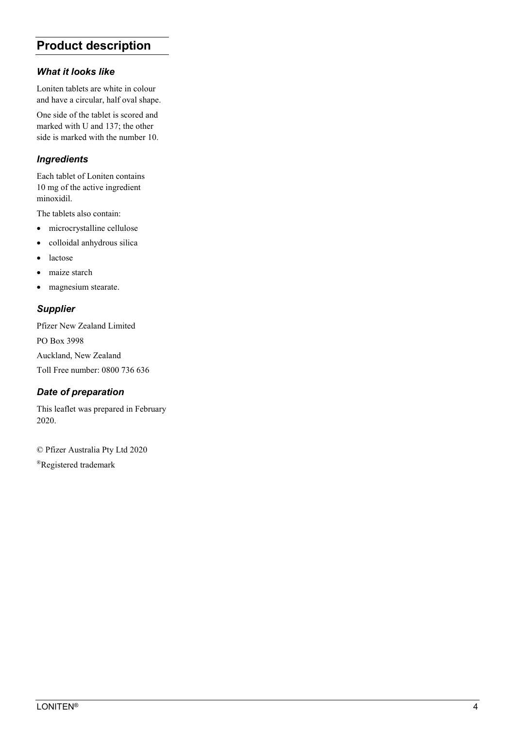## Product description

### *What it looks like*

Loniten tablets are white in colour and have a circular, half oval shape.

One side of the tablet is scored and marked with U and 137; the other side is marked with the number 10.

### *Ingredients*

Each tablet of Loniten contains 10 mg of the active ingredient minoxidil.

The tablets also contain:

- microcrystalline cellulose
- colloidal anhydrous silica
- lactose
- maize starch
- magnesium stearate.

### *Supplier*

Pfizer New Zealand Limited

PO Box 3998

Auckland, New Zealand

Toll Free number: 0800 736 636

### *Date of preparation*

This leaflet was prepared in February 2020.

© Pfizer Australia Pty Ltd 2020

®Registered trademark